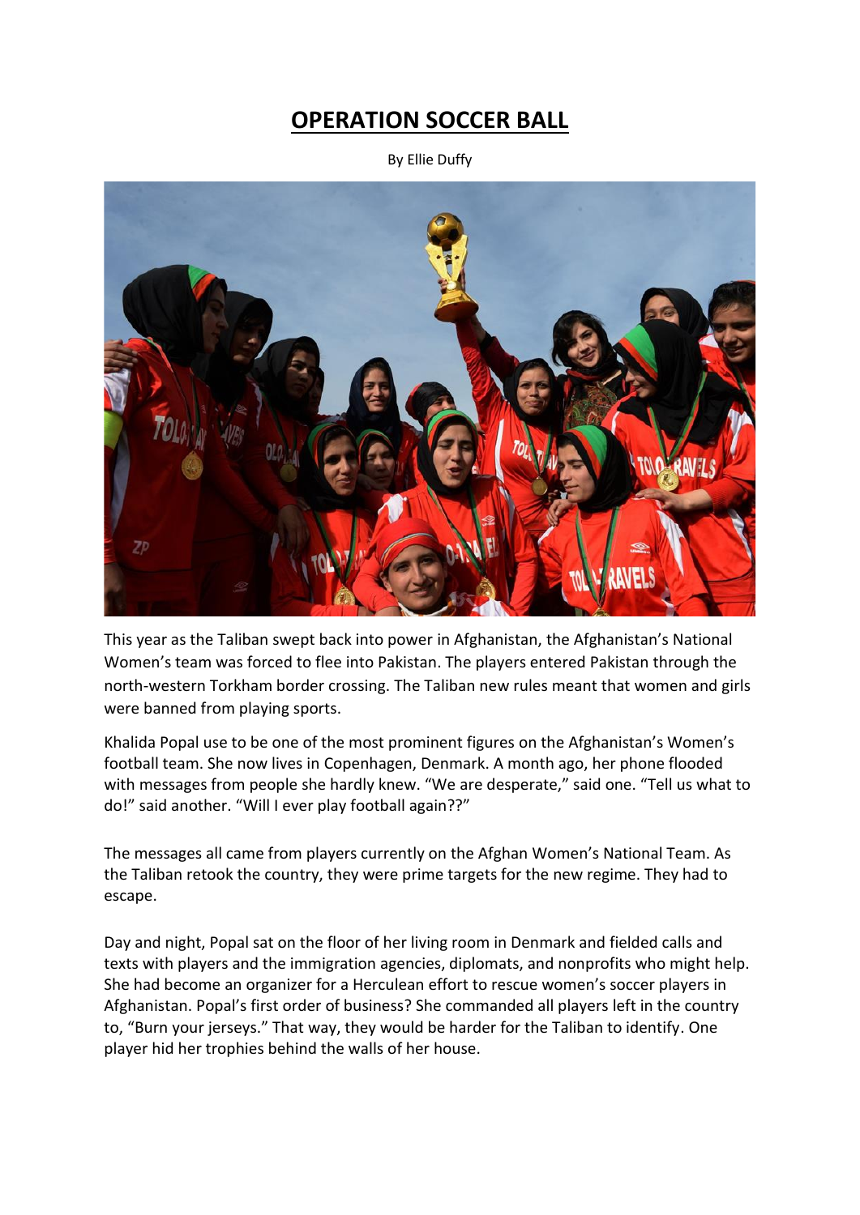# OPERATION SOCCER BALL

By Ellie Duffy

This year as the Taliban swept back into power in Afghanistan, the Afghanistan's National Women's team was forced to flee into Pakistan. The players entered Pakistan through the north-western Torkham border crossing. The Taliban new rules meant that women and girls were banned from playing sports.

Khalida Popal use to be one of the most prominent figures on the Afghanistan's Women's football team. She now lives in Copenhagen, Denmark. A month ago, her phone flooded with messages from people she hardly knew. "We are desperate," said one. "Tell us what to do!" said another. "Will I ever play football again??"

The messages all came from players currently on the Afghan Women's National Team. As the Taliban retook the country, they were prime targets for the new regime. They had to escape.

Day and night, Popal sat on the floor of her living room in Denmark and fielded calls and texts with players and the immigration agencies, diplomats, and nonprofits who might help. She had become an organizer for a Herculean effort to rescue women's soccer players in Afghanistan. Popal's first order of business? She commanded all players left in the country to, "Burn your jerseys." That way, they would be harder for the Taliban to identify. One player hid her trophies behind the walls of her house.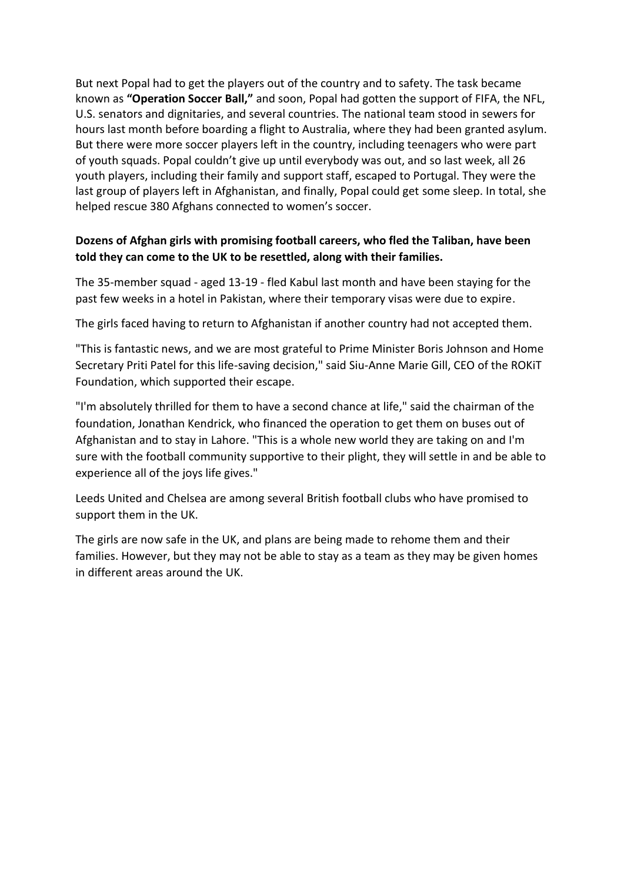But next Popal had to get the players out of the country and to safety. The task became known as **"Operation Soccer Ball,"** and soon, Popal had gotten the support of FIFA, the NFL, U.S. senators and dignitaries, and several countries. The national team stood in sewers for hours last month before boarding a flight to Australia, where they had been granted asylum. But there were more soccer players left in the country, including teenagers who were part of youth squads. Popal couldn't give up until everybody was out, and so last week, all 26 youth players, including their family and support staff, escaped to Portugal. They were the last group of players left in Afghanistan, and finally, Popal could get some sleep. In total, she helped rescue 380 Afghans connected to women's soccer.

**Dozens of Afghan girls with promising football careers, who fled the Taliban, have been told they can come to the UK to be resettled, along with their families.**

The 35-member squad - aged 13-19 - fled Kabul last month and have been staying for the past few weeks in a hotel in Pakistan, where their temporary visas were due to expire.

The girls faced having to return to Afghanistan if another country had not accepted them.

"This is fantastic news, and we are most grateful to Prime Minister Boris Johnson and Home Secretary Priti Patel for this life-saving decision," said Siu-Anne Marie Gill, CEO of the ROKiT Foundation, which supported their escape.

"I'm absolutely thrilled for them to have a second chance at life," said the chairman of the foundation, Jonathan Kendrick, who financed the operation to get them on buses out of Afghanistan and to stay in Lahore. "This is a whole new world they are taking on and I'm sure with the football community supportive to their plight, they will settle in and be able to experience all of the joys life gives."

Leeds United and Chelsea are among several British football clubs who have promised to support them in the UK.

The girls are now safe in the UK, and plans are being made to rehome them and their families. However, but they may not be able to stay as a team as they may be given homes in different areas around the UK.